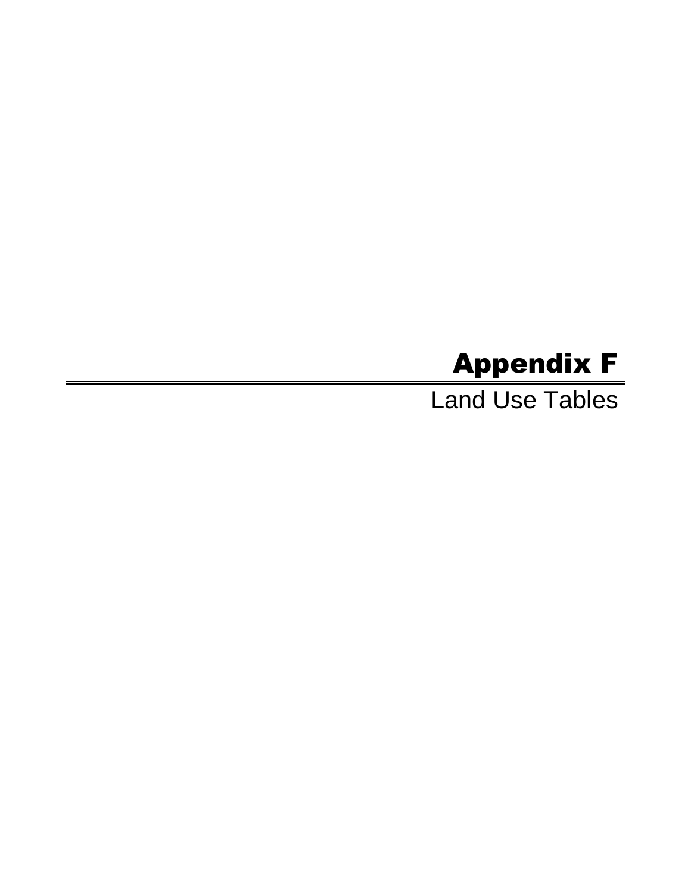# Appendix F

Land Use Tables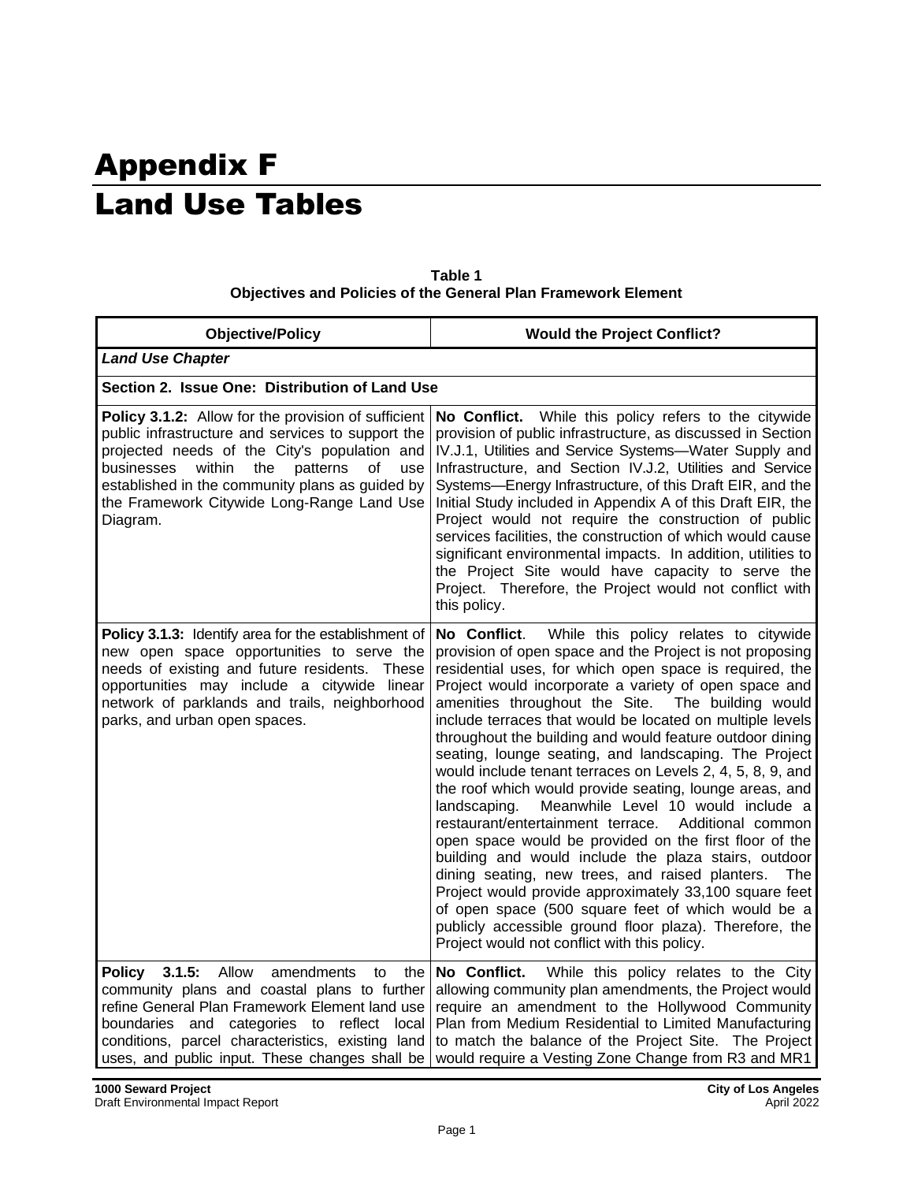# Appendix F
# Land Use Tables

**Table 1**
**Objectives and Policies of the General Plan Framework Element**

| Objective/Policy | Would the Project Conflict? |
|---|---|
| ***Land Use Chapter*** | |
| **Section 2. Issue One: Distribution of Land Use** | |
| **Policy 3.1.2:** Allow for the provision of sufficient public infrastructure and services to support the projected needs of the City's population and businesses within the patterns of use established in the community plans as guided by the Framework Citywide Long-Range Land Use Diagram. | **No Conflict.** While this policy refers to the citywide provision of public infrastructure, as discussed in Section IV.J.1, Utilities and Service Systems—Water Supply and Infrastructure, and Section IV.J.2, Utilities and Service Systems—Energy Infrastructure, of this Draft EIR, and the Initial Study included in Appendix A of this Draft EIR, the Project would not require the construction of public services facilities, the construction of which would cause significant environmental impacts. In addition, utilities to the Project Site would have capacity to serve the Project. Therefore, the Project would not conflict with this policy. |
| **Policy 3.1.3:** Identify area for the establishment of new open space opportunities to serve the needs of existing and future residents. These opportunities may include a citywide linear network of parklands and trails, neighborhood parks, and urban open spaces. | **No Conflict**. While this policy relates to citywide provision of open space and the Project is not proposing residential uses, for which open space is required, the Project would incorporate a variety of open space and amenities throughout the Site. The building would include terraces that would be located on multiple levels throughout the building and would feature outdoor dining seating, lounge seating, and landscaping. The Project would include tenant terraces on Levels 2, 4, 5, 8, 9, and the roof which would provide seating, lounge areas, and landscaping. Meanwhile Level 10 would include a restaurant/entertainment terrace. Additional common open space would be provided on the first floor of the building and would include the plaza stairs, outdoor dining seating, new trees, and raised planters. The Project would provide approximately 33,100 square feet of open space (500 square feet of which would be a publicly accessible ground floor plaza). Therefore, the Project would not conflict with this policy. |
| **Policy 3.1.5:** Allow amendments to the community plans and coastal plans to further refine General Plan Framework Element land use boundaries and categories to reflect local conditions, parcel characteristics, existing land uses, and public input. These changes shall be | **No Conflict.** While this policy relates to the City allowing community plan amendments, the Project would require an amendment to the Hollywood Community Plan from Medium Residential to Limited Manufacturing to match the balance of the Project Site. The Project would require a Vesting Zone Change from R3 and MR1 |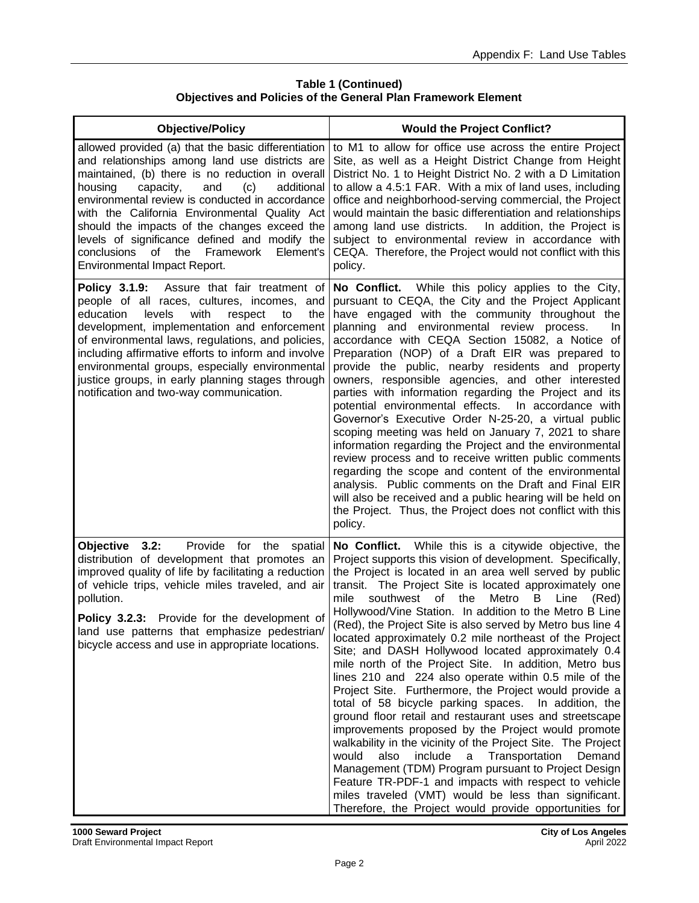**Table 1 (Continued)**
**Objectives and Policies of the General Plan Framework Element**

| Objective/Policy | Would the Project Conflict? |
|---|---|
| allowed provided (a) that the basic differentiation and relationships among land use districts are maintained, (b) there is no reduction in overall housing capacity, and (c) additional environmental review is conducted in accordance with the California Environmental Quality Act should the impacts of the changes exceed the levels of significance defined and modify the conclusions of the Framework Element's Environmental Impact Report. | to M1 to allow for office use across the entire Project Site, as well as a Height District Change from Height District No. 1 to Height District No. 2 with a D Limitation to allow a 4.5:1 FAR. With a mix of land uses, including office and neighborhood-serving commercial, the Project would maintain the basic differentiation and relationships among land use districts. In addition, the Project is subject to environmental review in accordance with CEQA. Therefore, the Project would not conflict with this policy. |
| **Policy 3.1.9:** Assure that fair treatment of people of all races, cultures, incomes, and education levels with respect to the development, implementation and enforcement of environmental laws, regulations, and policies, including affirmative efforts to inform and involve environmental groups, especially environmental justice groups, in early planning stages through notification and two-way communication. | **No Conflict.** While this policy applies to the City, pursuant to CEQA, the City and the Project Applicant have engaged with the community throughout the planning and environmental review process. In accordance with CEQA Section 15082, a Notice of Preparation (NOP) of a Draft EIR was prepared to provide the public, nearby residents and property owners, responsible agencies, and other interested parties with information regarding the Project and its potential environmental effects. In accordance with Governor's Executive Order N-25-20, a virtual public scoping meeting was held on January 7, 2021 to share information regarding the Project and the environmental review process and to receive written public comments regarding the scope and content of the environmental analysis. Public comments on the Draft and Final EIR will also be received and a public hearing will be held on the Project. Thus, the Project does not conflict with this policy. |
| **Objective 3.2:** Provide for the spatial distribution of development that promotes an improved quality of life by facilitating a reduction of vehicle trips, vehicle miles traveled, and air pollution.<br><br>**Policy 3.2.3:** Provide for the development of land use patterns that emphasize pedestrian/ bicycle access and use in appropriate locations. | **No Conflict.** While this is a citywide objective, the Project supports this vision of development. Specifically, the Project is located in an area well served by public transit. The Project Site is located approximately one mile southwest of the Metro B Line (Red) Hollywood/Vine Station. In addition to the Metro B Line (Red), the Project Site is also served by Metro bus line 4 located approximately 0.2 mile northeast of the Project Site; and DASH Hollywood located approximately 0.4 mile north of the Project Site. In addition, Metro bus lines 210 and 224 also operate within 0.5 mile of the Project Site. Furthermore, the Project would provide a total of 58 bicycle parking spaces. In addition, the ground floor retail and restaurant uses and streetscape improvements proposed by the Project would promote walkability in the vicinity of the Project Site. The Project would also include a Transportation Demand Management (TDM) Program pursuant to Project Design Feature TR-PDF-1 and impacts with respect to vehicle miles traveled (VMT) would be less than significant. Therefore, the Project would provide opportunities for |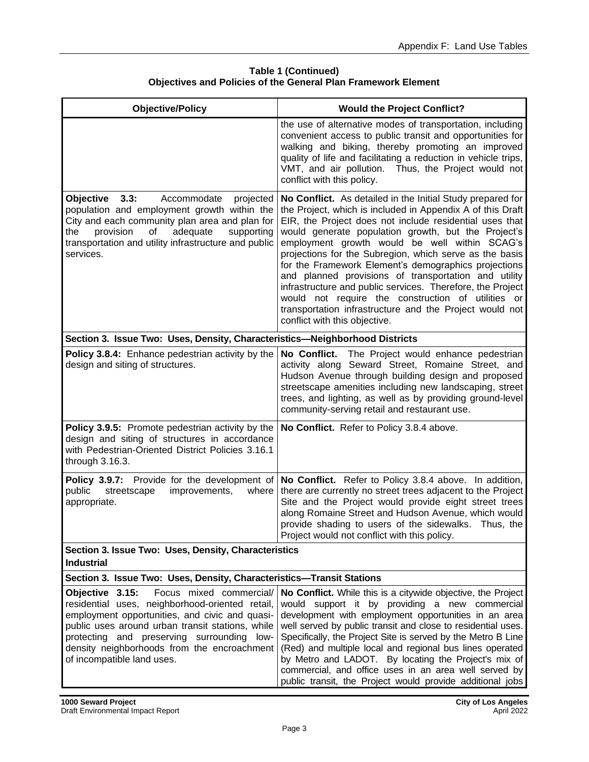**Table 1 (Continued)**
**Objectives and Policies of the General Plan Framework Element**

| Objective/Policy | Would the Project Conflict? |
|---|---|
| | the use of alternative modes of transportation, including convenient access to public transit and opportunities for walking and biking, thereby promoting an improved quality of life and facilitating a reduction in vehicle trips, VMT, and air pollution. Thus, the Project would not conflict with this policy. |
| **Objective 3.3:** Accommodate projected population and employment growth within the City and each community plan area and plan for the provision of adequate supporting transportation and utility infrastructure and public services. | **No Conflict.** As detailed in the Initial Study prepared for the Project, which is included in Appendix A of this Draft EIR, the Project does not include residential uses that would generate population growth, but the Project's employment growth would be well within SCAG's projections for the Subregion, which serve as the basis for the Framework Element's demographics projections and planned provisions of transportation and utility infrastructure and public services. Therefore, the Project would not require the construction of utilities or transportation infrastructure and the Project would not conflict with this objective. |
| **Section 3. Issue Two: Uses, Density, Characteristics—Neighborhood Districts** | |
| **Policy 3.8.4:** Enhance pedestrian activity by the design and siting of structures. | **No Conflict.** The Project would enhance pedestrian activity along Seward Street, Romaine Street, and Hudson Avenue through building design and proposed streetscape amenities including new landscaping, street trees, and lighting, as well as by providing ground-level community-serving retail and restaurant use. |
| **Policy 3.9.5:** Promote pedestrian activity by the design and siting of structures in accordance with Pedestrian-Oriented District Policies 3.16.1 through 3.16.3. | **No Conflict.** Refer to Policy 3.8.4 above. |
| **Policy 3.9.7:** Provide for the development of public streetscape improvements, where appropriate. | **No Conflict.** Refer to Policy 3.8.4 above. In addition, there are currently no street trees adjacent to the Project Site and the Project would provide eight street trees along Romaine Street and Hudson Avenue, which would provide shading to users of the sidewalks. Thus, the Project would not conflict with this policy. |
| **Section 3. Issue Two: Uses, Density, Characteristics**<br>**Industrial** | |
| **Section 3. Issue Two: Uses, Density, Characteristics—Transit Stations** | |
| **Objective 3.15:** Focus mixed commercial/residential uses, neighborhood-oriented retail, employment opportunities, and civic and quasi-public uses around urban transit stations, while protecting and preserving surrounding low-density neighborhoods from the encroachment of incompatible land uses. | **No Conflict.** While this is a citywide objective, the Project would support it by providing a new commercial development with employment opportunities in an area well served by public transit and close to residential uses. Specifically, the Project Site is served by the Metro B Line (Red) and multiple local and regional bus lines operated by Metro and LADOT. By locating the Project's mix of commercial, and office uses in an area well served by public transit, the Project would provide additional jobs |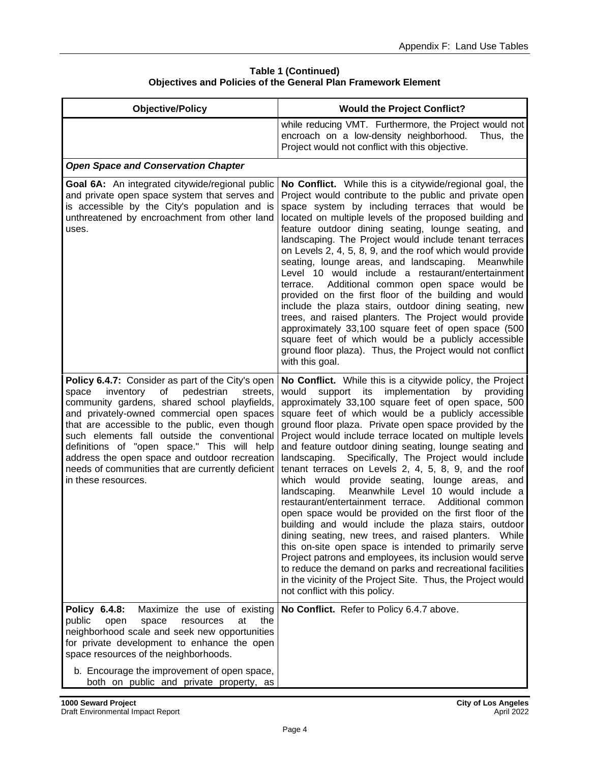**Table 1 (Continued)**
**Objectives and Policies of the General Plan Framework Element**

| Objective/Policy | Would the Project Conflict? |
|---|---|
| | while reducing VMT. Furthermore, the Project would not encroach on a low-density neighborhood. Thus, the Project would not conflict with this objective. |
| ***Open Space and Conservation Chapter*** | |
| **Goal 6A:** An integrated citywide/regional public and private open space system that serves and is accessible by the City's population and is unthreatened by encroachment from other land uses. | **No Conflict.** While this is a citywide/regional goal, the Project would contribute to the public and private open space system by including terraces that would be located on multiple levels of the proposed building and feature outdoor dining seating, lounge seating, and landscaping. The Project would include tenant terraces on Levels 2, 4, 5, 8, 9, and the roof which would provide seating, lounge areas, and landscaping. Meanwhile Level 10 would include a restaurant/entertainment terrace. Additional common open space would be provided on the first floor of the building and would include the plaza stairs, outdoor dining seating, new trees, and raised planters. The Project would provide approximately 33,100 square feet of open space (500 square feet of which would be a publicly accessible ground floor plaza). Thus, the Project would not conflict with this goal. |
| **Policy 6.4.7:** Consider as part of the City's open space inventory of pedestrian streets, community gardens, shared school playfields, and privately-owned commercial open spaces that are accessible to the public, even though such elements fall outside the conventional definitions of "open space." This will help address the open space and outdoor recreation needs of communities that are currently deficient in these resources. | **No Conflict.** While this is a citywide policy, the Project would support its implementation by providing approximately 33,100 square feet of open space, 500 square feet of which would be a publicly accessible ground floor plaza. Private open space provided by the Project would include terrace located on multiple levels and feature outdoor dining seating, lounge seating and landscaping. Specifically, The Project would include tenant terraces on Levels 2, 4, 5, 8, 9, and the roof which would provide seating, lounge areas, and landscaping. Meanwhile Level 10 would include a restaurant/entertainment terrace. Additional common open space would be provided on the first floor of the building and would include the plaza stairs, outdoor dining seating, new trees, and raised planters. While this on-site open space is intended to primarily serve Project patrons and employees, its inclusion would serve to reduce the demand on parks and recreational facilities in the vicinity of the Project Site. Thus, the Project would not conflict with this policy. |
| **Policy 6.4.8:** Maximize the use of existing public open space resources at the neighborhood scale and seek new opportunities for private development to enhance the open space resources of the neighborhoods.<br><br>b. Encourage the improvement of open space, both on public and private property, as | **No Conflict.** Refer to Policy 6.4.7 above. |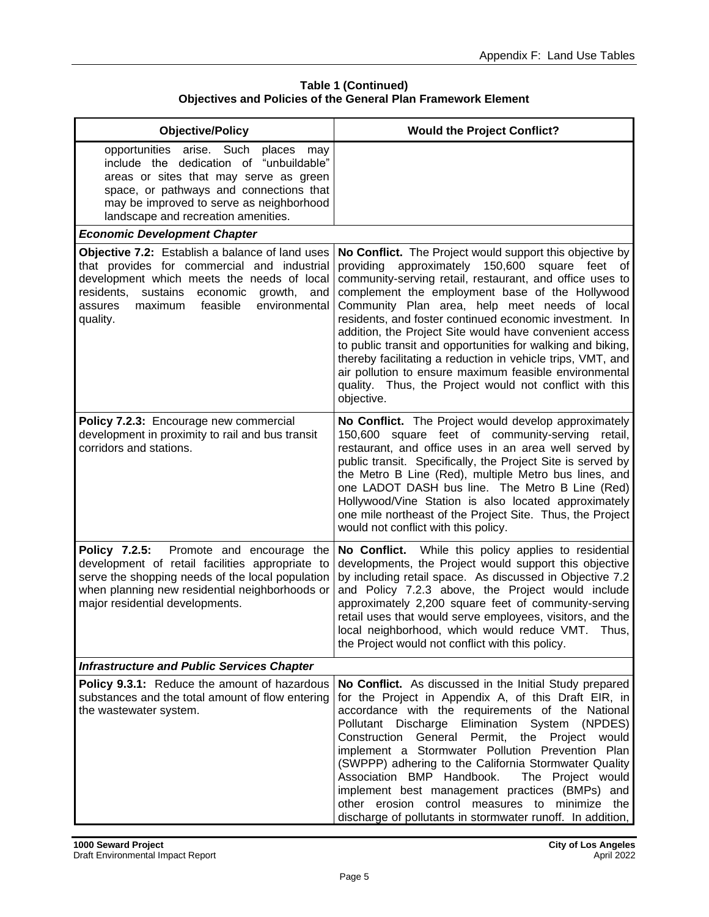**Table 1 (Continued)**
**Objectives and Policies of the General Plan Framework Element**

| Objective/Policy | Would the Project Conflict? |
|---|---|
| opportunities arise. Such places may include the dedication of "unbuildable" areas or sites that may serve as green space, or pathways and connections that may be improved to serve as neighborhood landscape and recreation amenities. | |
| ***Economic Development Chapter*** | |
| **Objective 7.2:** Establish a balance of land uses that provides for commercial and industrial development which meets the needs of local residents, sustains economic growth, and assures maximum feasible environmental quality. | **No Conflict.** The Project would support this objective by providing approximately 150,600 square feet of community-serving retail, restaurant, and office uses to complement the employment base of the Hollywood Community Plan area, help meet needs of local residents, and foster continued economic investment. In addition, the Project Site would have convenient access to public transit and opportunities for walking and biking, thereby facilitating a reduction in vehicle trips, VMT, and air pollution to ensure maximum feasible environmental quality. Thus, the Project would not conflict with this objective. |
| **Policy 7.2.3:** Encourage new commercial development in proximity to rail and bus transit corridors and stations. | **No Conflict.** The Project would develop approximately 150,600 square feet of community-serving retail, restaurant, and office uses in an area well served by public transit. Specifically, the Project Site is served by the Metro B Line (Red), multiple Metro bus lines, and one LADOT DASH bus line. The Metro B Line (Red) Hollywood/Vine Station is also located approximately one mile northeast of the Project Site. Thus, the Project would not conflict with this policy. |
| **Policy 7.2.5:** Promote and encourage the development of retail facilities appropriate to serve the shopping needs of the local population when planning new residential neighborhoods or major residential developments. | **No Conflict.** While this policy applies to residential developments, the Project would support this objective by including retail space. As discussed in Objective 7.2 and Policy 7.2.3 above, the Project would include approximately 2,200 square feet of community-serving retail uses that would serve employees, visitors, and the local neighborhood, which would reduce VMT. Thus, the Project would not conflict with this policy. |
| ***Infrastructure and Public Services Chapter*** | |
| **Policy 9.3.1:** Reduce the amount of hazardous substances and the total amount of flow entering the wastewater system. | **No Conflict.** As discussed in the Initial Study prepared for the Project in Appendix A, of this Draft EIR, in accordance with the requirements of the National Pollutant Discharge Elimination System (NPDES) Construction General Permit, the Project would implement a Stormwater Pollution Prevention Plan (SWPPP) adhering to the California Stormwater Quality Association BMP Handbook. The Project would implement best management practices (BMPs) and other erosion control measures to minimize the discharge of pollutants in stormwater runoff. In addition, |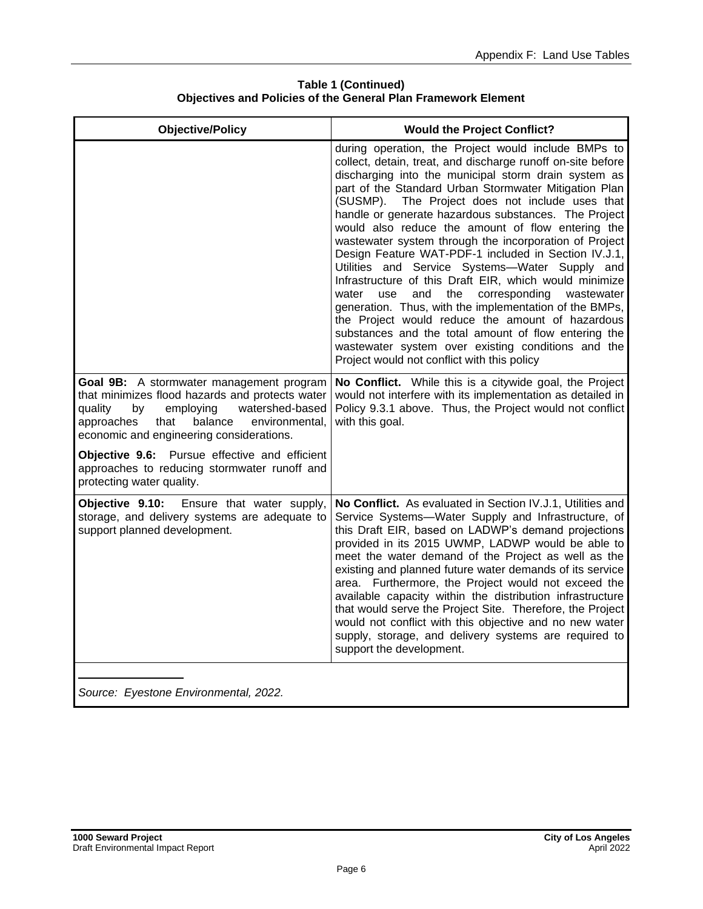**Table 1 (Continued)**
**Objectives and Policies of the General Plan Framework Element**

| Objective/Policy | Would the Project Conflict? |
|---|---|
| | during operation, the Project would include BMPs to collect, detain, treat, and discharge runoff on-site before discharging into the municipal storm drain system as part of the Standard Urban Stormwater Mitigation Plan (SUSMP). The Project does not include uses that handle or generate hazardous substances. The Project would also reduce the amount of flow entering the wastewater system through the incorporation of Project Design Feature WAT-PDF-1 included in Section IV.J.1, Utilities and Service Systems—Water Supply and Infrastructure of this Draft EIR, which would minimize water use and the corresponding wastewater generation. Thus, with the implementation of the BMPs, the Project would reduce the amount of hazardous substances and the total amount of flow entering the wastewater system over existing conditions and the Project would not conflict with this policy |
| **Goal 9B:** A stormwater management program that minimizes flood hazards and protects water quality by employing watershed-based approaches that balance environmental, economic and engineering considerations.<br><br>**Objective 9.6:** Pursue effective and efficient approaches to reducing stormwater runoff and protecting water quality. | **No Conflict.** While this is a citywide goal, the Project would not interfere with its implementation as detailed in Policy 9.3.1 above. Thus, the Project would not conflict with this goal. |
| **Objective 9.10:** Ensure that water supply, storage, and delivery systems are adequate to support planned development. | **No Conflict.** As evaluated in Section IV.J.1, Utilities and Service Systems—Water Supply and Infrastructure, of this Draft EIR, based on LADWP's demand projections provided in its 2015 UWMP, LADWP would be able to meet the water demand of the Project as well as the existing and planned future water demands of its service area. Furthermore, the Project would not exceed the available capacity within the distribution infrastructure that would serve the Project Site. Therefore, the Project would not conflict with this objective and no new water supply, storage, and delivery systems are required to support the development. |

*Source: Eyestone Environmental, 2022.*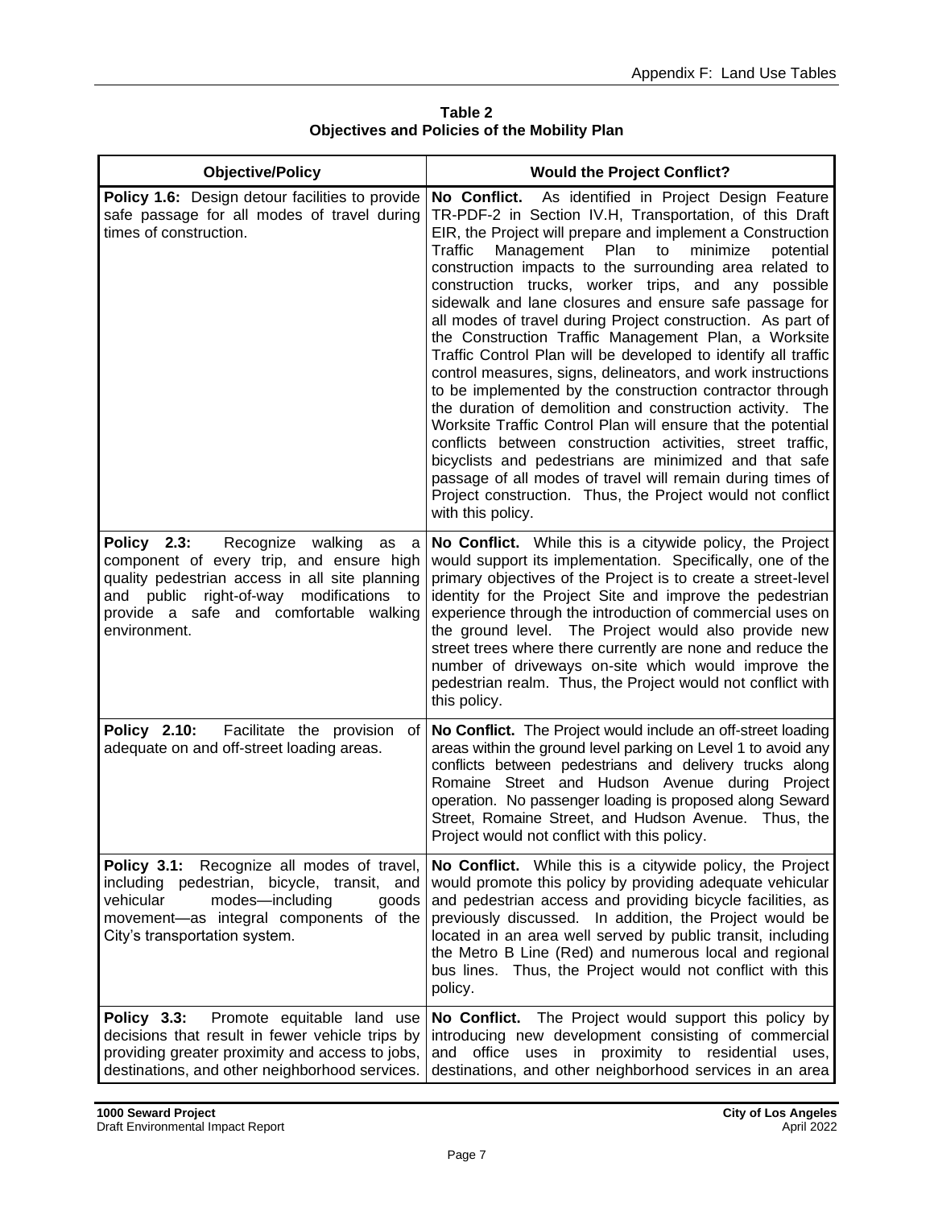**Table 2**
**Objectives and Policies of the Mobility Plan**

| Objective/Policy | Would the Project Conflict? |
|---|---|
| **Policy 1.6:** Design detour facilities to provide safe passage for all modes of travel during times of construction. | **No Conflict.** As identified in Project Design Feature TR-PDF-2 in Section IV.H, Transportation, of this Draft EIR, the Project will prepare and implement a Construction Traffic Management Plan to minimize potential construction impacts to the surrounding area related to construction trucks, worker trips, and any possible sidewalk and lane closures and ensure safe passage for all modes of travel during Project construction. As part of the Construction Traffic Management Plan, a Worksite Traffic Control Plan will be developed to identify all traffic control measures, signs, delineators, and work instructions to be implemented by the construction contractor through the duration of demolition and construction activity. The Worksite Traffic Control Plan will ensure that the potential conflicts between construction activities, street traffic, bicyclists and pedestrians are minimized and that safe passage of all modes of travel will remain during times of Project construction. Thus, the Project would not conflict with this policy. |
| **Policy 2.3:** Recognize walking as a component of every trip, and ensure high quality pedestrian access in all site planning and public right-of-way modifications to provide a safe and comfortable walking environment. | **No Conflict.** While this is a citywide policy, the Project would support its implementation. Specifically, one of the primary objectives of the Project is to create a street-level identity for the Project Site and improve the pedestrian experience through the introduction of commercial uses on the ground level. The Project would also provide new street trees where there currently are none and reduce the number of driveways on-site which would improve the pedestrian realm. Thus, the Project would not conflict with this policy. |
| **Policy 2.10:** Facilitate the provision of adequate on and off-street loading areas. | **No Conflict.** The Project would include an off-street loading areas within the ground level parking on Level 1 to avoid any conflicts between pedestrians and delivery trucks along Romaine Street and Hudson Avenue during Project operation. No passenger loading is proposed along Seward Street, Romaine Street, and Hudson Avenue. Thus, the Project would not conflict with this policy. |
| **Policy 3.1:** Recognize all modes of travel, including pedestrian, bicycle, transit, and vehicular modes—including goods movement—as integral components of the City's transportation system. | **No Conflict.** While this is a citywide policy, the Project would promote this policy by providing adequate vehicular and pedestrian access and providing bicycle facilities, as previously discussed. In addition, the Project would be located in an area well served by public transit, including the Metro B Line (Red) and numerous local and regional bus lines. Thus, the Project would not conflict with this policy. |
| **Policy 3.3:** Promote equitable land use decisions that result in fewer vehicle trips by providing greater proximity and access to jobs, destinations, and other neighborhood services. | **No Conflict.** The Project would support this policy by introducing new development consisting of commercial and office uses in proximity to residential uses, destinations, and other neighborhood services in an area |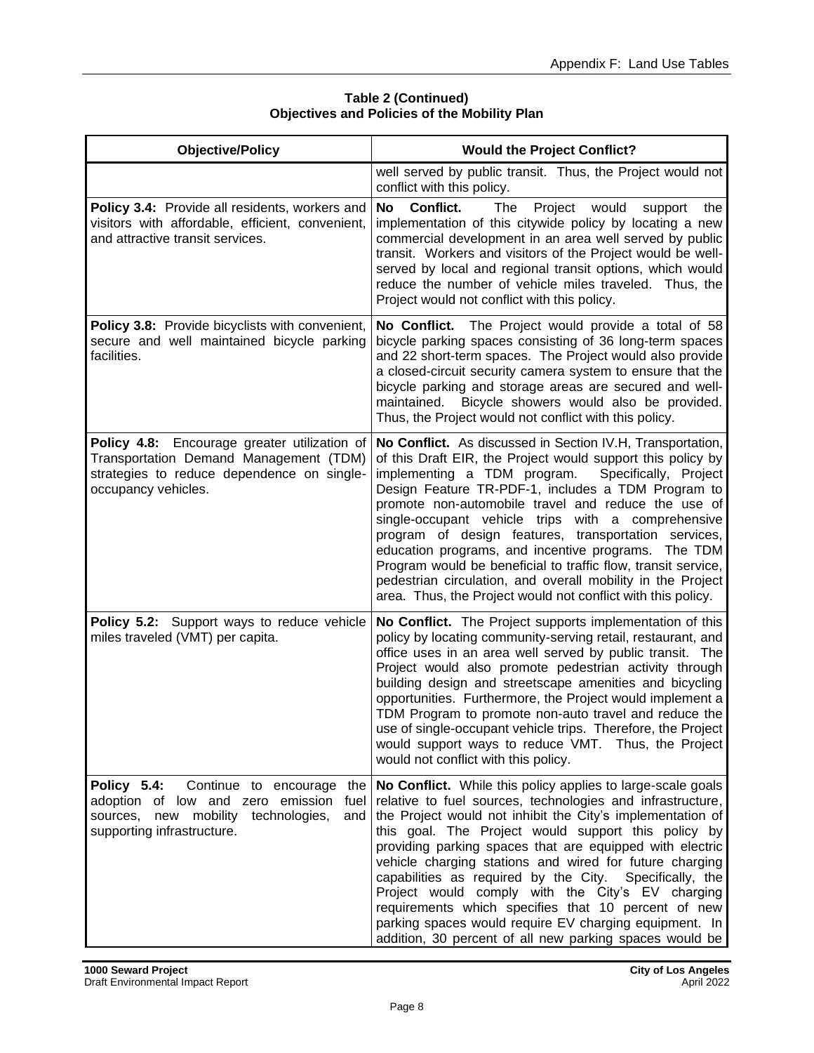**Table 2 (Continued)**
**Objectives and Policies of the Mobility Plan**

| Objective/Policy | Would the Project Conflict? |
|---|---|
| | well served by public transit. Thus, the Project would not conflict with this policy. |
| **Policy 3.4:** Provide all residents, workers and visitors with affordable, efficient, convenient, and attractive transit services. | **No Conflict.** The Project would support the implementation of this citywide policy by locating a new commercial development in an area well served by public transit. Workers and visitors of the Project would be well-served by local and regional transit options, which would reduce the number of vehicle miles traveled. Thus, the Project would not conflict with this policy. |
| **Policy 3.8:** Provide bicyclists with convenient, secure and well maintained bicycle parking facilities. | **No Conflict.** The Project would provide a total of 58 bicycle parking spaces consisting of 36 long-term spaces and 22 short-term spaces. The Project would also provide a closed-circuit security camera system to ensure that the bicycle parking and storage areas are secured and well-maintained. Bicycle showers would also be provided. Thus, the Project would not conflict with this policy. |
| **Policy 4.8:** Encourage greater utilization of Transportation Demand Management (TDM) strategies to reduce dependence on single-occupancy vehicles. | **No Conflict.** As discussed in Section IV.H, Transportation, of this Draft EIR, the Project would support this policy by implementing a TDM program. Specifically, Project Design Feature TR-PDF-1, includes a TDM Program to promote non-automobile travel and reduce the use of single-occupant vehicle trips with a comprehensive program of design features, transportation services, education programs, and incentive programs. The TDM Program would be beneficial to traffic flow, transit service, pedestrian circulation, and overall mobility in the Project area. Thus, the Project would not conflict with this policy. |
| **Policy 5.2:** Support ways to reduce vehicle miles traveled (VMT) per capita. | **No Conflict.** The Project supports implementation of this policy by locating community-serving retail, restaurant, and office uses in an area well served by public transit. The Project would also promote pedestrian activity through building design and streetscape amenities and bicycling opportunities. Furthermore, the Project would implement a TDM Program to promote non-auto travel and reduce the use of single-occupant vehicle trips. Therefore, the Project would support ways to reduce VMT. Thus, the Project would not conflict with this policy. |
| **Policy 5.4:** Continue to encourage the adoption of low and zero emission fuel sources, new mobility technologies, and supporting infrastructure. | **No Conflict.** While this policy applies to large-scale goals relative to fuel sources, technologies and infrastructure, the Project would not inhibit the City's implementation of this goal. The Project would support this policy by providing parking spaces that are equipped with electric vehicle charging stations and wired for future charging capabilities as required by the City. Specifically, the Project would comply with the City's EV charging requirements which specifies that 10 percent of new parking spaces would require EV charging equipment. In addition, 30 percent of all new parking spaces would be |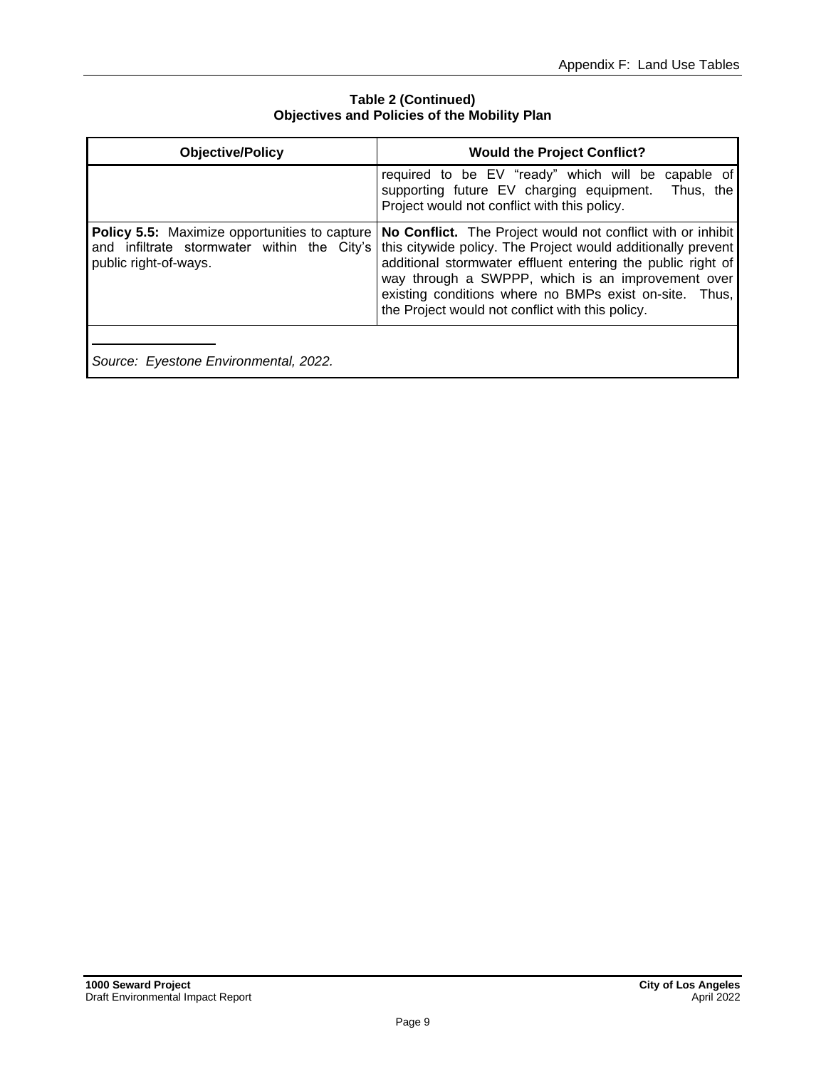**Table 2 (Continued)**
**Objectives and Policies of the Mobility Plan**

| Objective/Policy | Would the Project Conflict? |
|---|---|
| | required to be EV "ready" which will be capable of supporting future EV charging equipment. Thus, the Project would not conflict with this policy. |
| **Policy 5.5:** Maximize opportunities to capture and infiltrate stormwater within the City's public right-of-ways. | **No Conflict.** The Project would not conflict with or inhibit this citywide policy. The Project would additionally prevent additional stormwater effluent entering the public right of way through a SWPPP, which is an improvement over existing conditions where no BMPs exist on-site. Thus, the Project would not conflict with this policy. |

*Source: Eyestone Environmental, 2022.*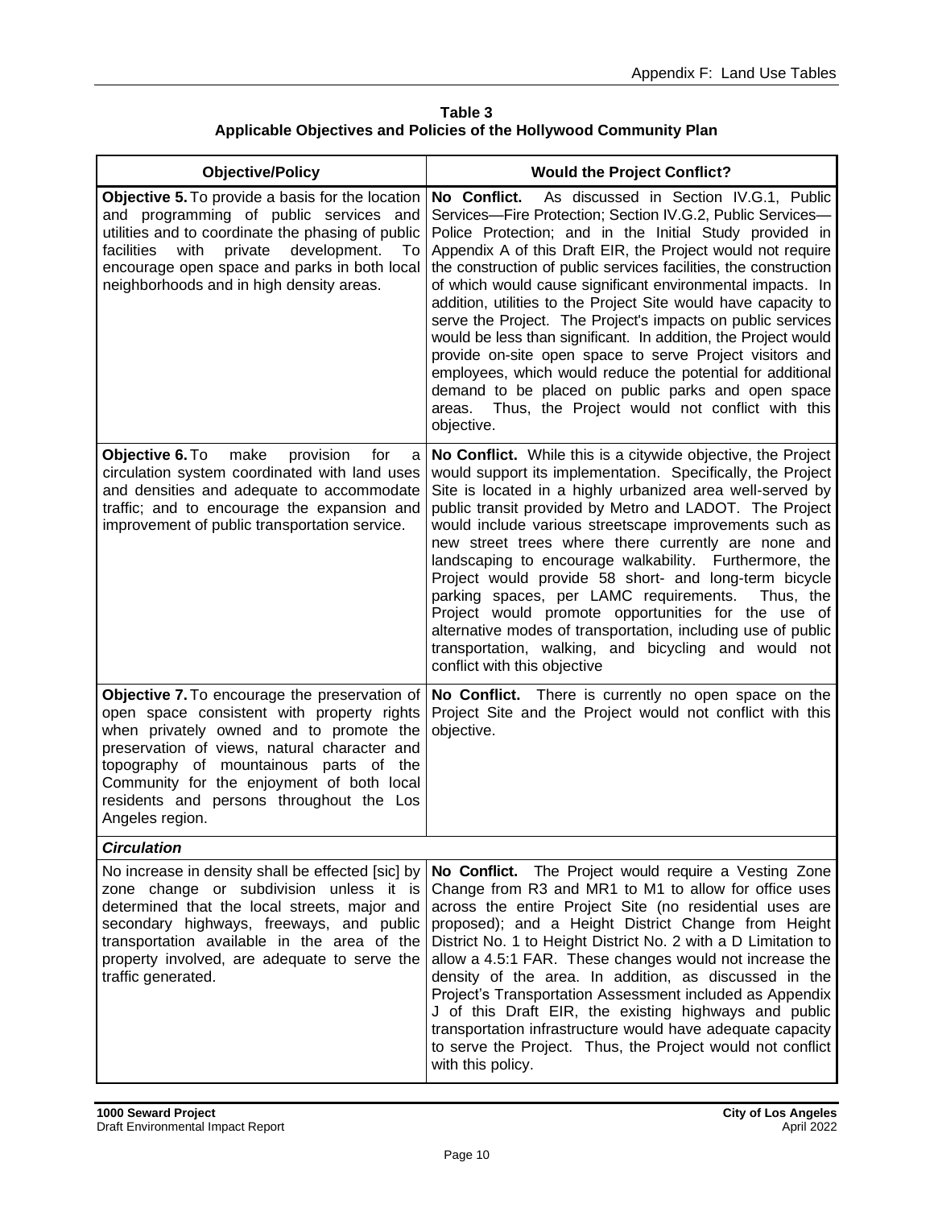**Table 3**
**Applicable Objectives and Policies of the Hollywood Community Plan**

| Objective/Policy | Would the Project Conflict? |
|---|---|
| **Objective 5.** To provide a basis for the location and programming of public services and utilities and to coordinate the phasing of public facilities with private development. To encourage open space and parks in both local neighborhoods and in high density areas. | **No Conflict.** As discussed in Section IV.G.1, Public Services—Fire Protection; Section IV.G.2, Public Services—Police Protection; and in the Initial Study provided in Appendix A of this Draft EIR, the Project would not require the construction of public services facilities, the construction of which would cause significant environmental impacts. In addition, utilities to the Project Site would have capacity to serve the Project. The Project's impacts on public services would be less than significant. In addition, the Project would provide on-site open space to serve Project visitors and employees, which would reduce the potential for additional demand to be placed on public parks and open space areas. Thus, the Project would not conflict with this objective. |
| **Objective 6.** To make provision for a circulation system coordinated with land uses and densities and adequate to accommodate traffic; and to encourage the expansion and improvement of public transportation service. | **No Conflict.** While this is a citywide objective, the Project would support its implementation. Specifically, the Project Site is located in a highly urbanized area well-served by public transit provided by Metro and LADOT. The Project would include various streetscape improvements such as new street trees where there currently are none and landscaping to encourage walkability. Furthermore, the Project would provide 58 short- and long-term bicycle parking spaces, per LAMC requirements. Thus, the Project would promote opportunities for the use of alternative modes of transportation, including use of public transportation, walking, and bicycling and would not conflict with this objective |
| **Objective 7.** To encourage the preservation of open space consistent with property rights when privately owned and to promote the preservation of views, natural character and topography of mountainous parts of the Community for the enjoyment of both local residents and persons throughout the Los Angeles region. | **No Conflict.** There is currently no open space on the Project Site and the Project would not conflict with this objective. |
| ***Circulation*** | |
| No increase in density shall be effected [sic] by zone change or subdivision unless it is determined that the local streets, major and secondary highways, freeways, and public transportation available in the area of the property involved, are adequate to serve the traffic generated. | **No Conflict.** The Project would require a Vesting Zone Change from R3 and MR1 to M1 to allow for office uses across the entire Project Site (no residential uses are proposed); and a Height District Change from Height District No. 1 to Height District No. 2 with a D Limitation to allow a 4.5:1 FAR. These changes would not increase the density of the area. In addition, as discussed in the Project's Transportation Assessment included as Appendix J of this Draft EIR, the existing highways and public transportation infrastructure would have adequate capacity to serve the Project. Thus, the Project would not conflict with this policy. |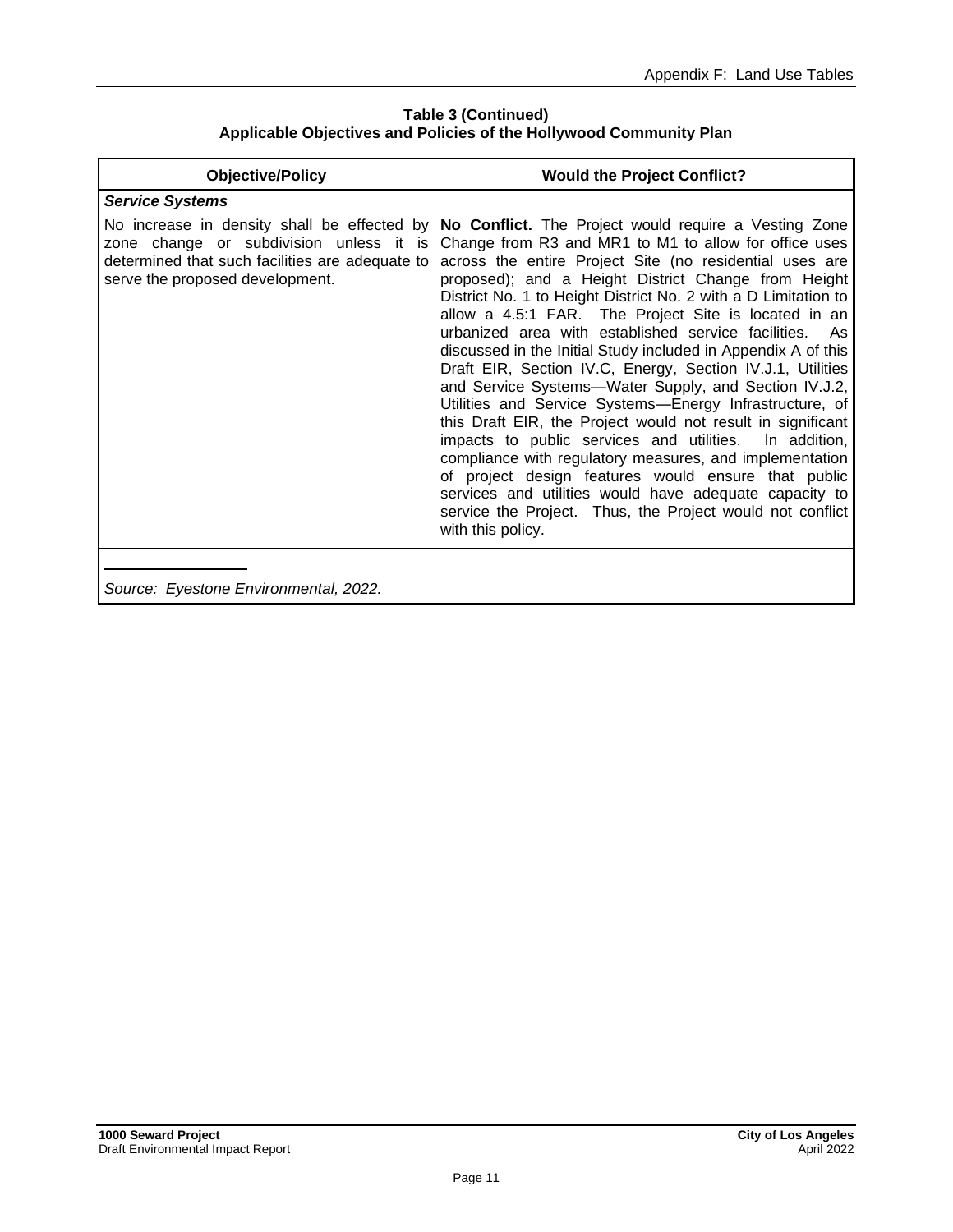**Table 3 (Continued)**
**Applicable Objectives and Policies of the Hollywood Community Plan**

| Objective/Policy | Would the Project Conflict? |
|---|---|
| ***Service Systems*** | |
| No increase in density shall be effected by zone change or subdivision unless it is determined that such facilities are adequate to serve the proposed development. | **No Conflict.** The Project would require a Vesting Zone Change from R3 and MR1 to M1 to allow for office uses across the entire Project Site (no residential uses are proposed); and a Height District Change from Height District No. 1 to Height District No. 2 with a D Limitation to allow a 4.5:1 FAR. The Project Site is located in an urbanized area with established service facilities. As discussed in the Initial Study included in Appendix A of this Draft EIR, Section IV.C, Energy, Section IV.J.1, Utilities and Service Systems—Water Supply, and Section IV.J.2, Utilities and Service Systems—Energy Infrastructure, of this Draft EIR, the Project would not result in significant impacts to public services and utilities. In addition, compliance with regulatory measures, and implementation of project design features would ensure that public services and utilities would have adequate capacity to service the Project. Thus, the Project would not conflict with this policy. |

*Source: Eyestone Environmental, 2022.*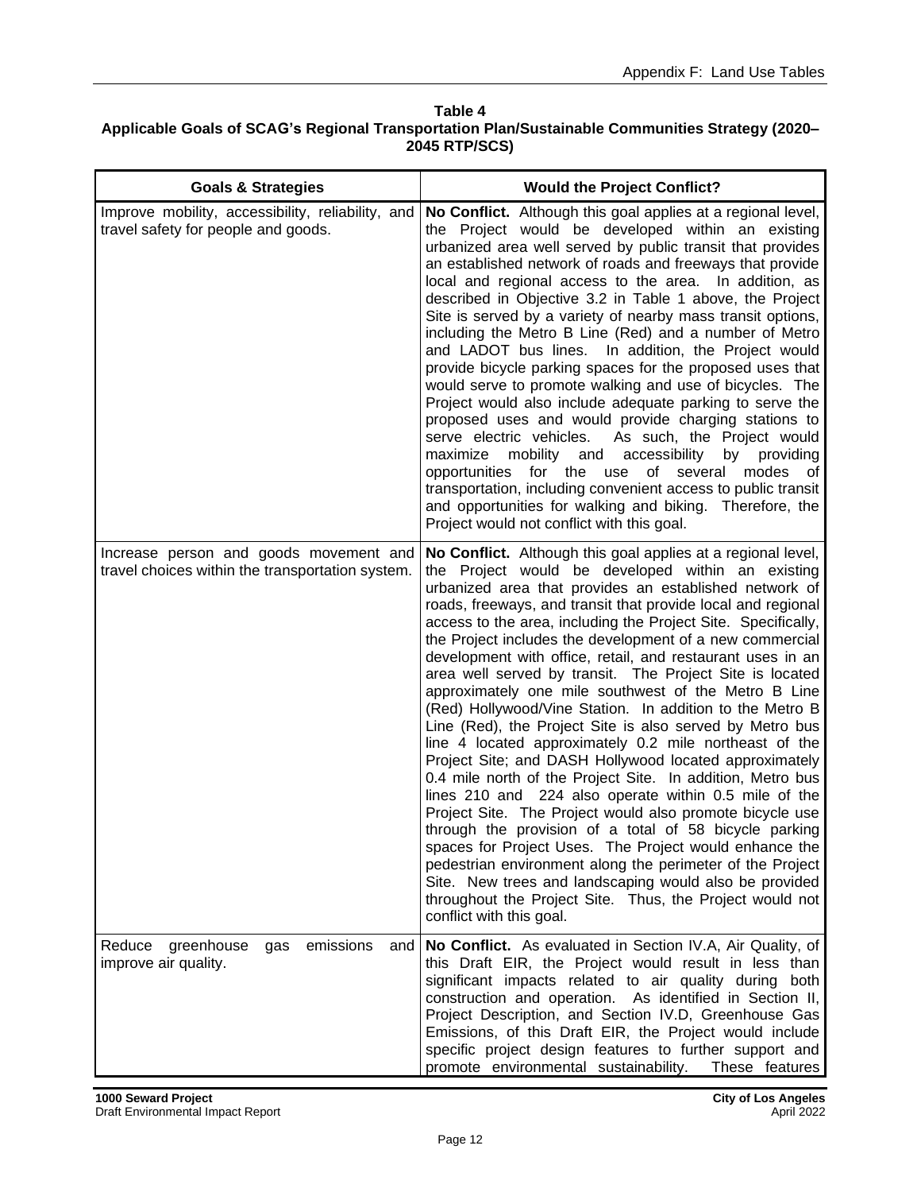**Table 4**
**Applicable Goals of SCAG's Regional Transportation Plan/Sustainable Communities Strategy (2020–2045 RTP/SCS)**

| Goals & Strategies | Would the Project Conflict? |
|---|---|
| Improve mobility, accessibility, reliability, and travel safety for people and goods. | **No Conflict.** Although this goal applies at a regional level, the Project would be developed within an existing urbanized area well served by public transit that provides an established network of roads and freeways that provide local and regional access to the area. In addition, as described in Objective 3.2 in Table 1 above, the Project Site is served by a variety of nearby mass transit options, including the Metro B Line (Red) and a number of Metro and LADOT bus lines. In addition, the Project would provide bicycle parking spaces for the proposed uses that would serve to promote walking and use of bicycles. The Project would also include adequate parking to serve the proposed uses and would provide charging stations to serve electric vehicles. As such, the Project would maximize mobility and accessibility by providing opportunities for the use of several modes of transportation, including convenient access to public transit and opportunities for walking and biking. Therefore, the Project would not conflict with this goal. |
| Increase person and goods movement and travel choices within the transportation system. | **No Conflict.** Although this goal applies at a regional level, the Project would be developed within an existing urbanized area that provides an established network of roads, freeways, and transit that provide local and regional access to the area, including the Project Site. Specifically, the Project includes the development of a new commercial development with office, retail, and restaurant uses in an area well served by transit. The Project Site is located approximately one mile southwest of the Metro B Line (Red) Hollywood/Vine Station. In addition to the Metro B Line (Red), the Project Site is also served by Metro bus line 4 located approximately 0.2 mile northeast of the Project Site; and DASH Hollywood located approximately 0.4 mile north of the Project Site. In addition, Metro bus lines 210 and 224 also operate within 0.5 mile of the Project Site. The Project would also promote bicycle use through the provision of a total of 58 bicycle parking spaces for Project Uses. The Project would enhance the pedestrian environment along the perimeter of the Project Site. New trees and landscaping would also be provided throughout the Project Site. Thus, the Project would not conflict with this goal. |
| Reduce greenhouse gas emissions and improve air quality. | **No Conflict.** As evaluated in Section IV.A, Air Quality, of this Draft EIR, the Project would result in less than significant impacts related to air quality during both construction and operation. As identified in Section II, Project Description, and Section IV.D, Greenhouse Gas Emissions, of this Draft EIR, the Project would include specific project design features to further support and promote environmental sustainability. These features |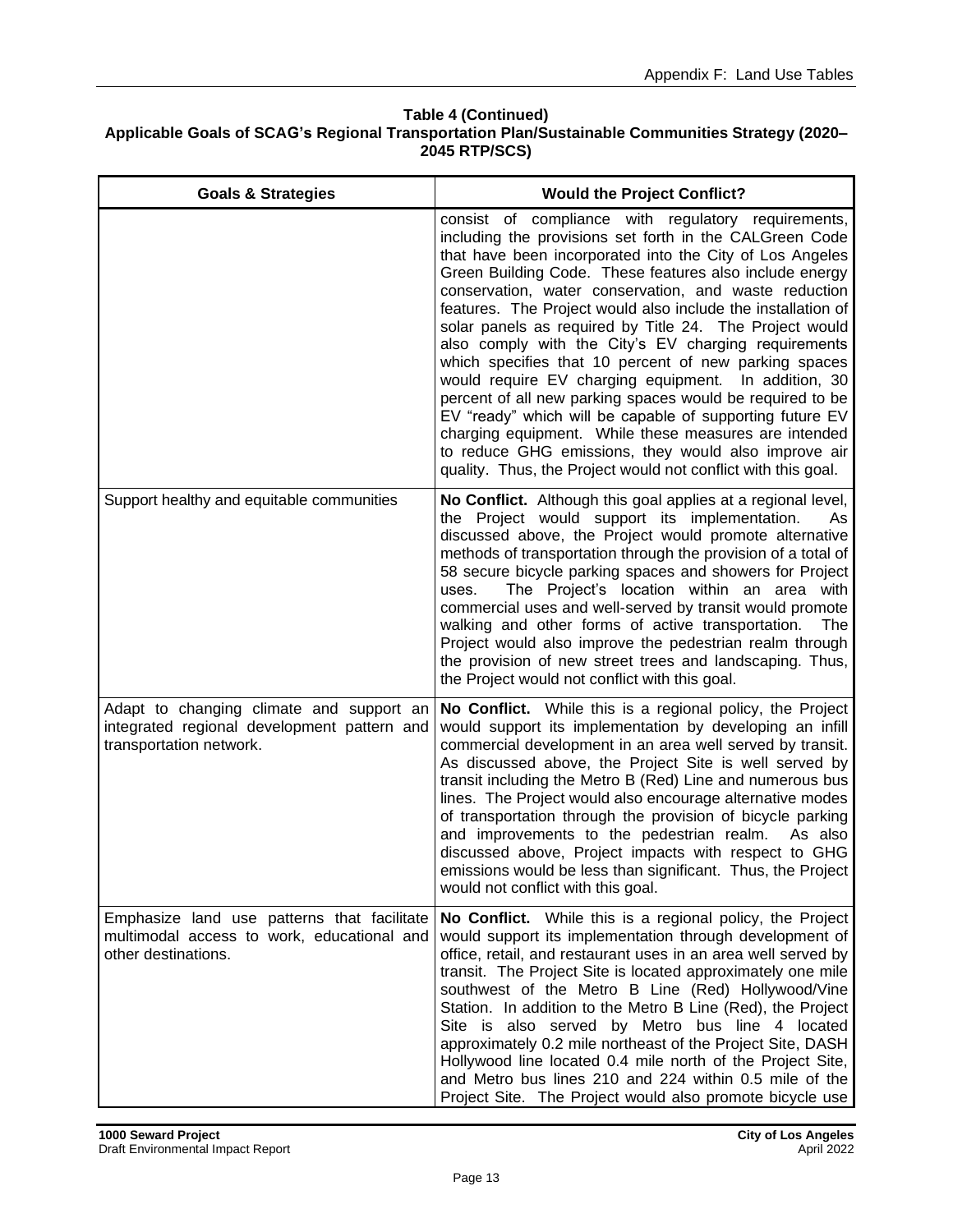**Table 4 (Continued)**
**Applicable Goals of SCAG's Regional Transportation Plan/Sustainable Communities Strategy (2020–2045 RTP/SCS)**

| Goals & Strategies | Would the Project Conflict? |
|---|---|
| | consist of compliance with regulatory requirements, including the provisions set forth in the CALGreen Code that have been incorporated into the City of Los Angeles Green Building Code. These features also include energy conservation, water conservation, and waste reduction features. The Project would also include the installation of solar panels as required by Title 24. The Project would also comply with the City's EV charging requirements which specifies that 10 percent of new parking spaces would require EV charging equipment. In addition, 30 percent of all new parking spaces would be required to be EV "ready" which will be capable of supporting future EV charging equipment. While these measures are intended to reduce GHG emissions, they would also improve air quality. Thus, the Project would not conflict with this goal. |
| Support healthy and equitable communities | **No Conflict.** Although this goal applies at a regional level, the Project would support its implementation. As discussed above, the Project would promote alternative methods of transportation through the provision of a total of 58 secure bicycle parking spaces and showers for Project uses. The Project's location within an area with commercial uses and well-served by transit would promote walking and other forms of active transportation. The Project would also improve the pedestrian realm through the provision of new street trees and landscaping. Thus, the Project would not conflict with this goal. |
| Adapt to changing climate and support an integrated regional development pattern and transportation network. | **No Conflict.** While this is a regional policy, the Project would support its implementation by developing an infill commercial development in an area well served by transit. As discussed above, the Project Site is well served by transit including the Metro B (Red) Line and numerous bus lines. The Project would also encourage alternative modes of transportation through the provision of bicycle parking and improvements to the pedestrian realm. As also discussed above, Project impacts with respect to GHG emissions would be less than significant. Thus, the Project would not conflict with this goal. |
| Emphasize land use patterns that facilitate multimodal access to work, educational and other destinations. | **No Conflict.** While this is a regional policy, the Project would support its implementation through development of office, retail, and restaurant uses in an area well served by transit. The Project Site is located approximately one mile southwest of the Metro B Line (Red) Hollywood/Vine Station. In addition to the Metro B Line (Red), the Project Site is also served by Metro bus line 4 located approximately 0.2 mile northeast of the Project Site, DASH Hollywood line located 0.4 mile north of the Project Site, and Metro bus lines 210 and 224 within 0.5 mile of the Project Site. The Project would also promote bicycle use |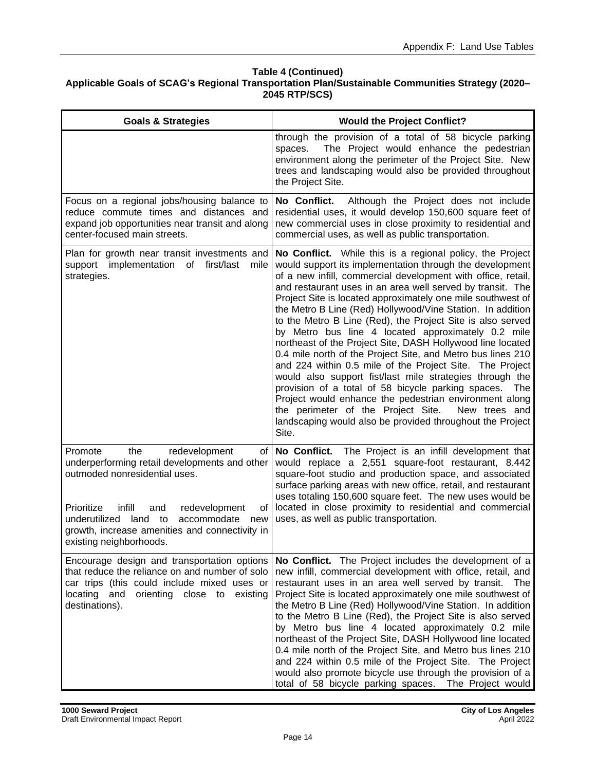**Table 4 (Continued)**
**Applicable Goals of SCAG's Regional Transportation Plan/Sustainable Communities Strategy (2020–2045 RTP/SCS)**

| Goals & Strategies | Would the Project Conflict? |
|---|---|
| | through the provision of a total of 58 bicycle parking spaces. The Project would enhance the pedestrian environment along the perimeter of the Project Site. New trees and landscaping would also be provided throughout the Project Site. |
| Focus on a regional jobs/housing balance to reduce commute times and distances and expand job opportunities near transit and along center-focused main streets. | **No Conflict.** Although the Project does not include residential uses, it would develop 150,600 square feet of new commercial uses in close proximity to residential and commercial uses, as well as public transportation. |
| Plan for growth near transit investments and support implementation of first/last mile strategies. | **No Conflict.** While this is a regional policy, the Project would support its implementation through the development of a new infill, commercial development with office, retail, and restaurant uses in an area well served by transit. The Project Site is located approximately one mile southwest of the Metro B Line (Red) Hollywood/Vine Station. In addition to the Metro B Line (Red), the Project Site is also served by Metro bus line 4 located approximately 0.2 mile northeast of the Project Site, DASH Hollywood line located 0.4 mile north of the Project Site, and Metro bus lines 210 and 224 within 0.5 mile of the Project Site. The Project would also support fist/last mile strategies through the provision of a total of 58 bicycle parking spaces. The Project would enhance the pedestrian environment along the perimeter of the Project Site. New trees and landscaping would also be provided throughout the Project Site. |
| Promote the redevelopment of underperforming retail developments and other outmoded nonresidential uses.<br><br>Prioritize infill and redevelopment of underutilized land to accommodate new growth, increase amenities and connectivity in existing neighborhoods. | **No Conflict.** The Project is an infill development that would replace a 2,551 square-foot restaurant, 8.442 square-foot studio and production space, and associated surface parking areas with new office, retail, and restaurant uses totaling 150,600 square feet. The new uses would be located in close proximity to residential and commercial uses, as well as public transportation. |
| Encourage design and transportation options that reduce the reliance on and number of solo car trips (this could include mixed uses or locating and orienting close to existing destinations). | **No Conflict.** The Project includes the development of a new infill, commercial development with office, retail, and restaurant uses in an area well served by transit. The Project Site is located approximately one mile southwest of the Metro B Line (Red) Hollywood/Vine Station. In addition to the Metro B Line (Red), the Project Site is also served by Metro bus line 4 located approximately 0.2 mile northeast of the Project Site, DASH Hollywood line located 0.4 mile north of the Project Site, and Metro bus lines 210 and 224 within 0.5 mile of the Project Site. The Project would also promote bicycle use through the provision of a total of 58 bicycle parking spaces. The Project would |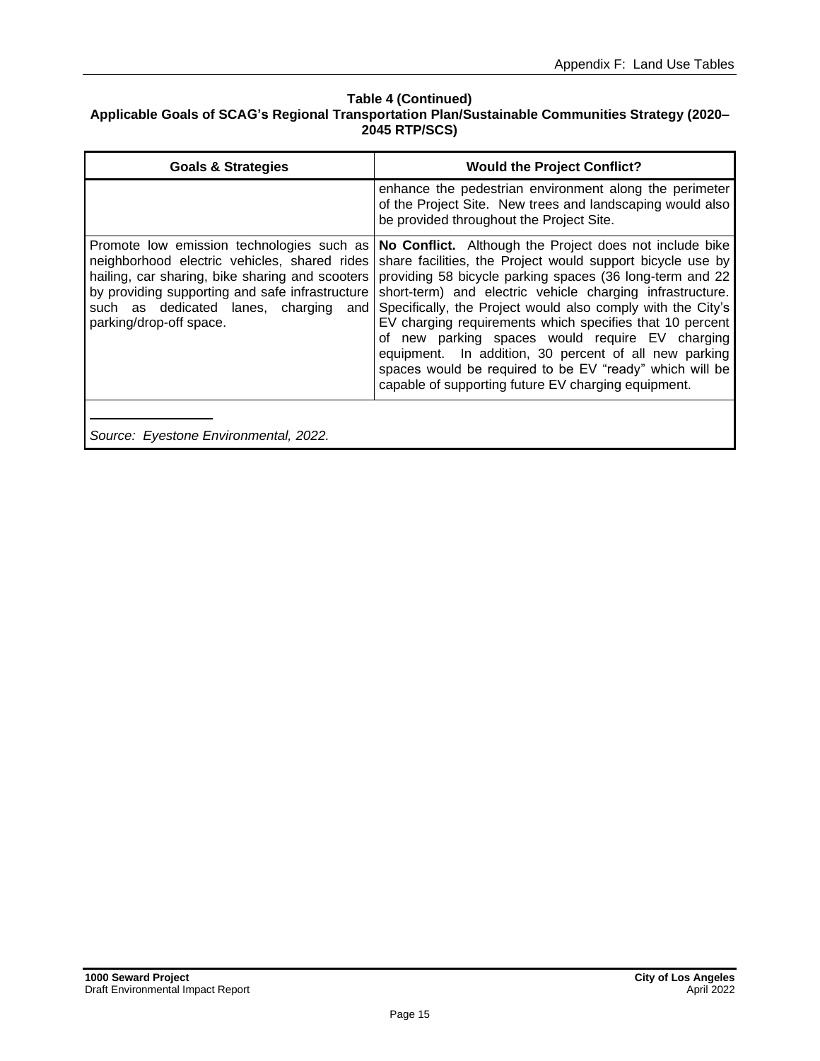**Table 4 (Continued)**
**Applicable Goals of SCAG's Regional Transportation Plan/Sustainable Communities Strategy (2020–2045 RTP/SCS)**

| Goals & Strategies | Would the Project Conflict? |
|---|---|
| | enhance the pedestrian environment along the perimeter of the Project Site. New trees and landscaping would also be provided throughout the Project Site. |
| Promote low emission technologies such as neighborhood electric vehicles, shared rides hailing, car sharing, bike sharing and scooters by providing supporting and safe infrastructure such as dedicated lanes, charging and parking/drop-off space. | **No Conflict.** Although the Project does not include bike share facilities, the Project would support bicycle use by providing 58 bicycle parking spaces (36 long-term and 22 short-term) and electric vehicle charging infrastructure. Specifically, the Project would also comply with the City's EV charging requirements which specifies that 10 percent of new parking spaces would require EV charging equipment. In addition, 30 percent of all new parking spaces would be required to be EV "ready" which will be capable of supporting future EV charging equipment. |

*Source: Eyestone Environmental, 2022.*